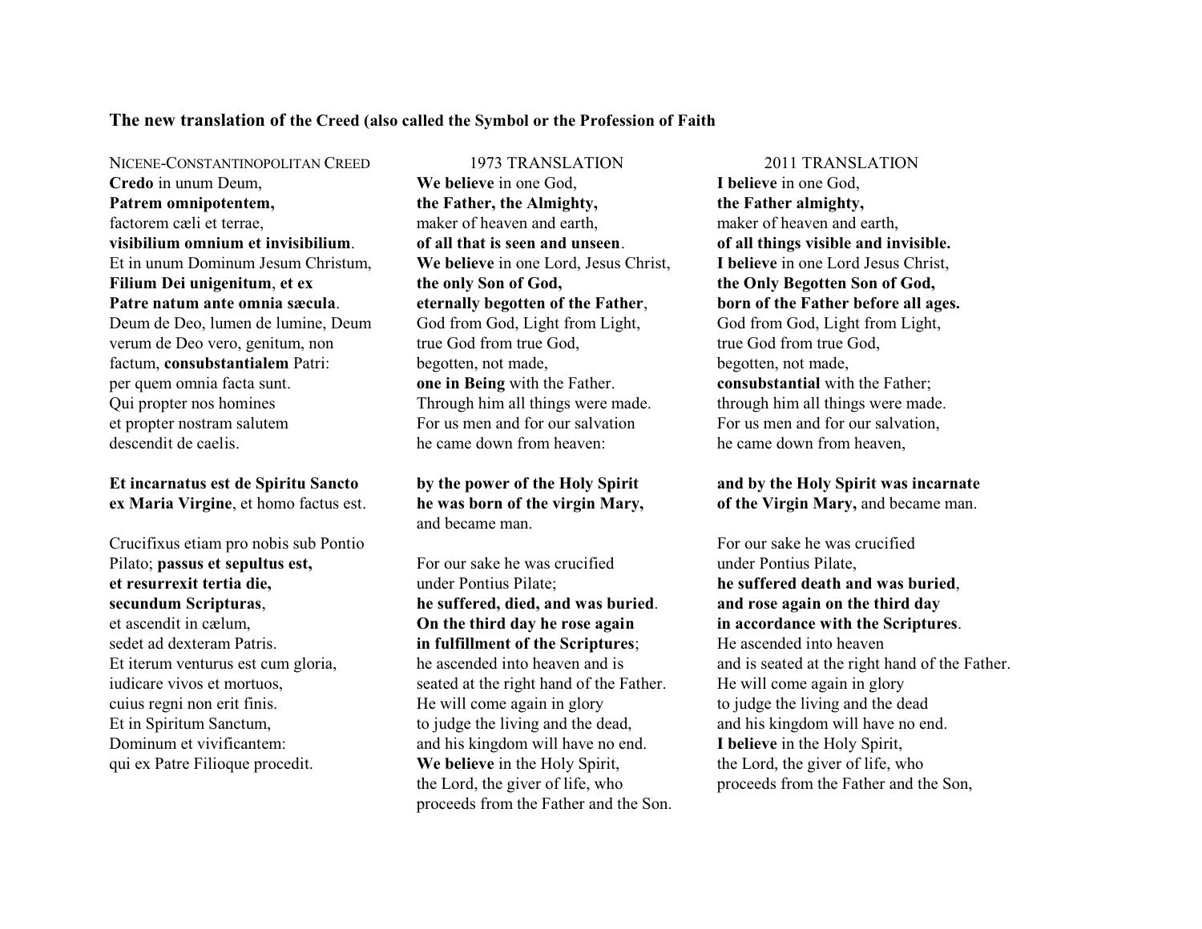## The new translation of the Creed (also called the Symbol or the Profession of Faith

### NICENE-CONSTANTINOPOLITAN CREED

**Credo** in unum Deum,
**Patrem omnipotentem,**
factorem cæli et terrae,
**visibilium omnium et invisibilium**.
Et in unum Dominum Jesum Christum,
**Filium Dei unigenitum**, **et ex**
**Patre natum ante omnia sæcula**.
Deum de Deo, lumen de lumine, Deum
verum de Deo vero, genitum, non
factum, **consubstantialem** Patri:
per quem omnia facta sunt.
Qui propter nos homines
et propter nostram salutem
descendit de caelis.

**Et incarnatus est de Spiritu Sancto**
**ex Maria Virgine**, et homo factus est.

Crucifixus etiam pro nobis sub Pontio
Pilato; **passus et sepultus est,**
**et resurrexit tertia die,**
**secundum Scripturas**,
et ascendit in cælum,
sedet ad dexteram Patris.
Et iterum venturus est cum gloria,
iudicare vivos et mortuos,
cuius regni non erit finis.
Et in Spiritum Sanctum,
Dominum et vivificantem:
qui ex Patre Filioque procedit.

### 1973 TRANSLATION

**We believe** in one God,
**the Father, the Almighty,**
maker of heaven and earth,
**of all that is seen and unseen**.
**We believe** in one Lord, Jesus Christ,
**the only Son of God,**
**eternally begotten of the Father**,
God from God, Light from Light,
true God from true God,
begotten, not made,
**one in Being** with the Father.
Through him all things were made.
For us men and for our salvation
he came down from heaven:

**by the power of the Holy Spirit**
**he was born of the virgin Mary,**
and became man.

For our sake he was crucified
under Pontius Pilate;
**he suffered, died, and was buried**.
**On the third day he rose again**
**in fulfillment of the Scriptures**;
he ascended into heaven and is
seated at the right hand of the Father.
He will come again in glory
to judge the living and the dead,
and his kingdom will have no end.
**We believe** in the Holy Spirit,
the Lord, the giver of life, who
proceeds from the Father and the Son.

### 2011 TRANSLATION

**I believe** in one God,
**the Father almighty,**
maker of heaven and earth,
**of all things visible and invisible.**
**I believe** in one Lord Jesus Christ,
**the Only Begotten Son of God,**
**born of the Father before all ages.**
God from God, Light from Light,
true God from true God,
begotten, not made,
**consubstantial** with the Father;
through him all things were made.
For us men and for our salvation,
he came down from heaven,

**and by the Holy Spirit was incarnate**
**of the Virgin Mary,** and became man.

For our sake he was crucified
under Pontius Pilate,
**he suffered death and was buried**,
**and rose again on the third day**
**in accordance with the Scriptures**.
He ascended into heaven
and is seated at the right hand of the Father.
He will come again in glory
to judge the living and the dead
and his kingdom will have no end.
**I believe** in the Holy Spirit,
the Lord, the giver of life, who
proceeds from the Father and the Son,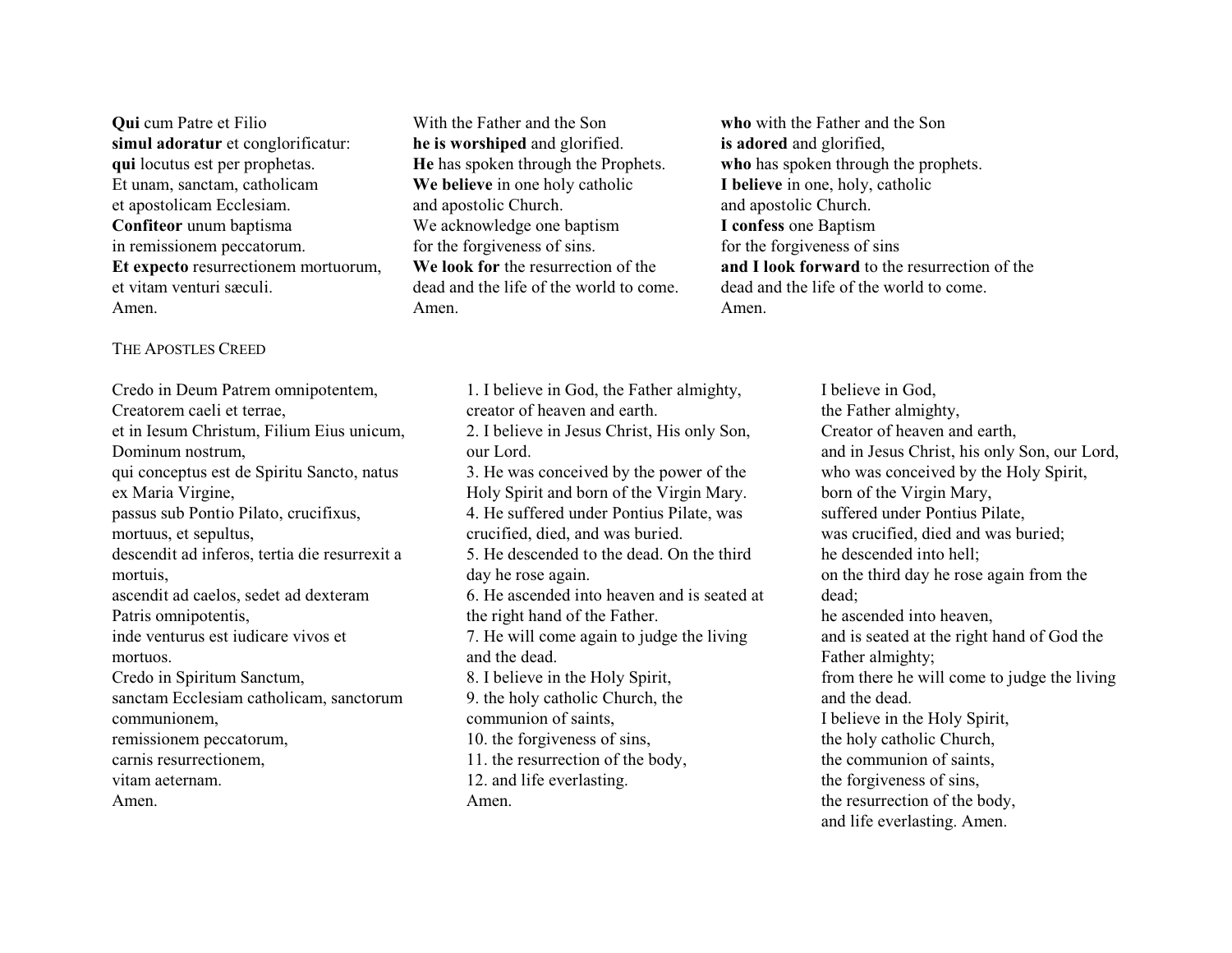**Qui** cum Patre et Filio
**simul adoratur** et conglorificatur:
**qui** locutus est per prophetas.
Et unam, sanctam, catholicam
et apostolicam Ecclesiam.
**Confiteor** unum baptisma
in remissionem peccatorum.
**Et expecto** resurrectionem mortuorum,
et vitam venturi sæculi.
Amen.

With the Father and the Son
**he is worshiped** and glorified.
**He** has spoken through the Prophets.
**We believe** in one holy catholic
and apostolic Church.
We acknowledge one baptism
for the forgiveness of sins.
**We look for** the resurrection of the
dead and the life of the world to come.
Amen.

**who** with the Father and the Son
**is adored** and glorified,
**who** has spoken through the prophets.
**I believe** in one, holy, catholic
and apostolic Church.
**I confess** one Baptism
for the forgiveness of sins
**and I look forward** to the resurrection of the
dead and the life of the world to come.
Amen.

THE APOSTLES CREED

Credo in Deum Patrem omnipotentem,
Creatorem caeli et terrae,
et in Iesum Christum, Filium Eius unicum, Dominum nostrum,
qui conceptus est de Spiritu Sancto, natus ex Maria Virgine,
passus sub Pontio Pilato, crucifixus, mortuus, et sepultus,
descendit ad inferos, tertia die resurrexit a mortuis,
ascendit ad caelos, sedet ad dexteram Patris omnipotentis,
inde venturus est iudicare vivos et mortuos.
Credo in Spiritum Sanctum,
sanctam Ecclesiam catholicam, sanctorum communionem,
remissionem peccatorum,
carnis resurrectionem,
vitam aeternam.
Amen.

1. I believe in God, the Father almighty, creator of heaven and earth.
2. I believe in Jesus Christ, His only Son, our Lord.
3. He was conceived by the power of the Holy Spirit and born of the Virgin Mary.
4. He suffered under Pontius Pilate, was crucified, died, and was buried.
5. He descended to the dead. On the third day he rose again.
6. He ascended into heaven and is seated at the right hand of the Father.
7. He will come again to judge the living and the dead.
8. I believe in the Holy Spirit,
9. the holy catholic Church, the communion of saints,
10. the forgiveness of sins,
11. the resurrection of the body,
12. and life everlasting.

Amen.

I believe in God,
the Father almighty,
Creator of heaven and earth,
and in Jesus Christ, his only Son, our Lord,
who was conceived by the Holy Spirit,
born of the Virgin Mary,
suffered under Pontius Pilate,
was crucified, died and was buried;
he descended into hell;
on the third day he rose again from the dead;
he ascended into heaven,
and is seated at the right hand of God the Father almighty;
from there he will come to judge the living and the dead.
I believe in the Holy Spirit,
the holy catholic Church,
the communion of saints,
the forgiveness of sins,
the resurrection of the body,
and life everlasting. Amen.